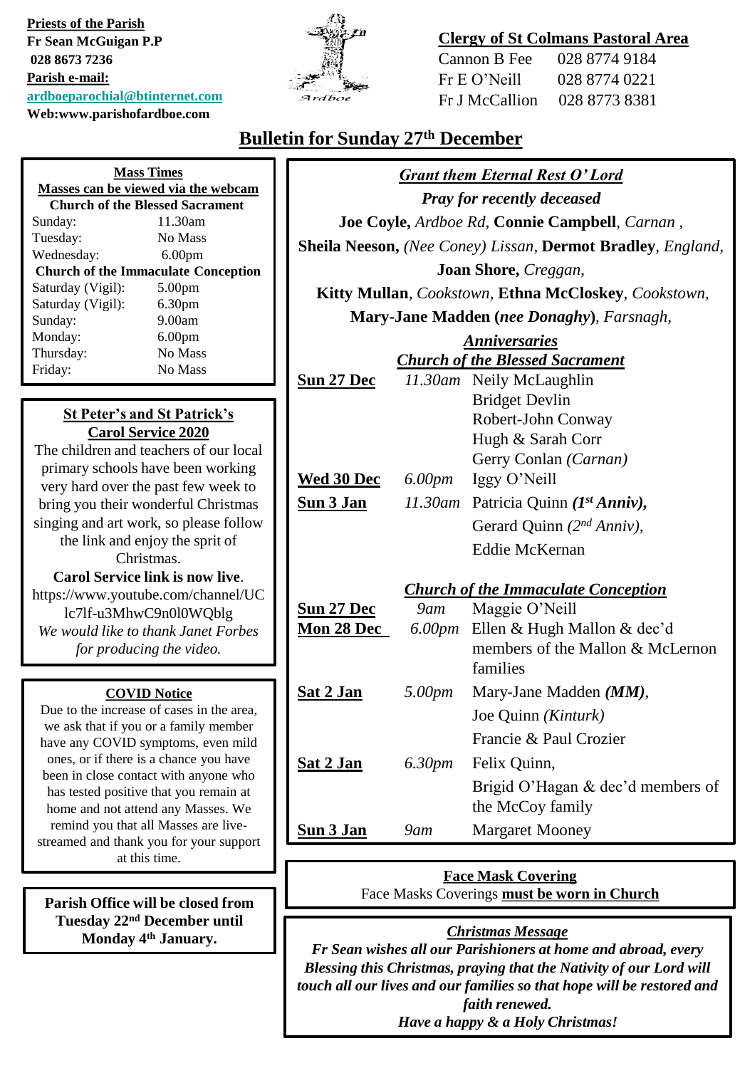**Priests of the Parish**
**Fr Sean McGuigan P.P**
**028 8673 7236**
**Parish e-mail:**
**ardboeparochial@btinternet.com**
**Web:www.parishofardboe.com**

**Clergy of St Colmans Pastoral Area**

Cannon B Fee 028 8774 9184
Fr E O'Neill 028 8774 0221
Fr J McCallion 028 8773 8381

# Bulletin for Sunday 27th December

**Mass Times**
**Masses can be viewed via the webcam**

**Church of the Blessed Sacrament**

| | |
|---|---|
| Sunday: | 11.30am |
| Tuesday: | No Mass |
| Wednesday: | 6.00pm |

**Church of the Immaculate Conception**

| | |
|---|---|
| Saturday (Vigil): | 5.00pm |
| Saturday (Vigil): | 6.30pm |
| Sunday: | 9.00am |
| Monday: | 6.00pm |
| Thursday: | No Mass |
| Friday: | No Mass |

**St Peter's and St Patrick's Carol Service 2020**

The children and teachers of our local primary schools have been working very hard over the past few week to bring you their wonderful Christmas singing and art work, so please follow the link and enjoy the sprit of Christmas.

**Carol Service link is now live**.
https://www.youtube.com/channel/UClc7lf-u3MhwC9n0l0WQblg

*We would like to thank Janet Forbes for producing the video.*

**COVID Notice**

Due to the increase of cases in the area, we ask that if you or a family member have any COVID symptoms, even mild ones, or if there is a chance you have been in close contact with anyone who has tested positive that you remain at home and not attend any Masses. We remind you that all Masses are live-streamed and thank you for your support at this time.

**Parish Office will be closed from Tuesday 22nd December until Monday 4th January.**

***Grant them Eternal Rest O' Lord***
***Pray for recently deceased***

**Joe Coyle,** *Ardboe Rd*, **Connie Campbell**, *Carnan* , **Sheila Neeson,** *(Nee Coney) Lissan*, **Dermot Bradley**, *England*, **Joan Shore,** *Creggan*, **Kitty Mullan**, *Cookstown*, **Ethna McCloskey**, *Cookstown*, **Mary-Jane Madden (*nee Donaghy*)**, *Farsnagh*,

***Anniversaries***

***Church of the Blessed Sacrament***

| | | |
|---|---|---|
| **Sun 27 Dec** | *11.30am* | Neily McLaughlin |
| | | Bridget Devlin |
| | | Robert-John Conway |
| | | Hugh & Sarah Corr |
| | | Gerry Conlan *(Carnan)* |
| **Wed 30 Dec** | *6.00pm* | Iggy O'Neill |
| **Sun 3 Jan** | *11.30am* | Patricia Quinn ***(1st Anniv)***, |
| | | Gerard Quinn *(2nd Anniv)*, |
| | | Eddie McKernan |

***Church of the Immaculate Conception***

| | | |
|---|---|---|
| **Sun 27 Dec** | *9am* | Maggie O'Neill |
| **Mon 28 Dec** | *6.00pm* | Ellen & Hugh Mallon & dec'd members of the Mallon & McLernon families |
| **Sat 2 Jan** | *5.00pm* | Mary-Jane Madden ***(MM)***, |
| | | Joe Quinn *(Kinturk)* |
| | | Francie & Paul Crozier |
| **Sat 2 Jan** | *6.30pm* | Felix Quinn, |
| | | Brigid O'Hagan & dec'd members of the McCoy family |
| **Sun 3 Jan** | *9am* | Margaret Mooney |

**Face Mask Covering**

Face Masks Coverings **must be worn in Church**

***Christmas Message***

***Fr Sean wishes all our Parishioners at home and abroad, every Blessing this Christmas, praying that the Nativity of our Lord will touch all our lives and our families so that hope will be restored and faith renewed.***
***Have a happy & a Holy Christmas!***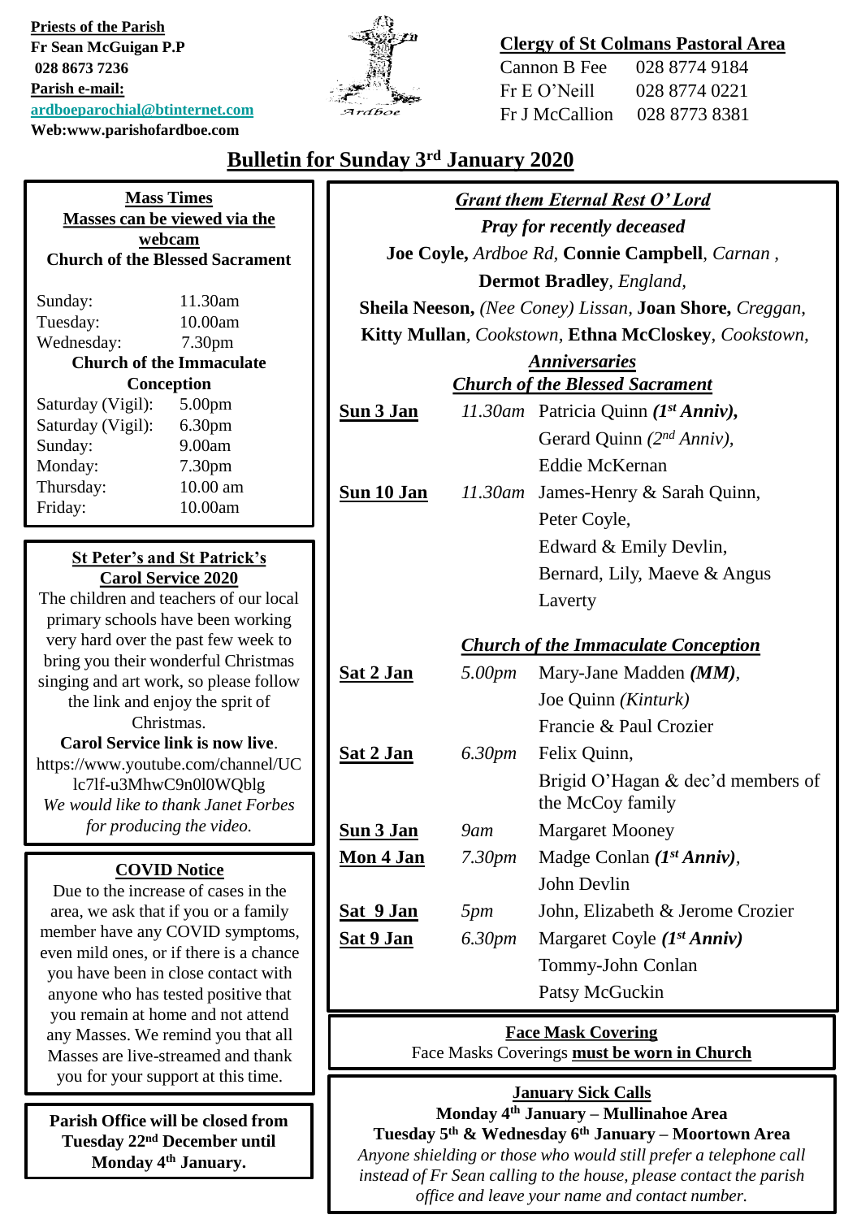**Priests of the Parish**
**Fr Sean McGuigan P.P**
**028 8673 7236**
**Parish e-mail:**
**ardboeparochial@btinternet.com**
**Web:www.parishofardboe.com**

**Clergy of St Colmans Pastoral Area**

| | |
|---|---|
| Cannon B Fee | 028 8774 9184 |
| Fr E O'Neill | 028 8774 0221 |
| Fr J McCallion | 028 8773 8381 |

# Bulletin for Sunday 3rd January 2020

**Mass Times**
**Masses can be viewed via the webcam**
**Church of the Blessed Sacrament**

| | |
|---|---|
| Sunday: | 11.30am |
| Tuesday: | 10.00am |
| Wednesday: | 7.30pm |

**Church of the Immaculate Conception**

| | |
|---|---|
| Saturday (Vigil): | 5.00pm |
| Saturday (Vigil): | 6.30pm |
| Sunday: | 9.00am |
| Monday: | 7.30pm |
| Thursday: | 10.00 am |
| Friday: | 10.00am |

**St Peter's and St Patrick's Carol Service 2020**

The children and teachers of our local primary schools have been working very hard over the past few week to bring you their wonderful Christmas singing and art work, so please follow the link and enjoy the sprit of Christmas.

**Carol Service link is now live**.
https://www.youtube.com/channel/UClc7lf-u3MhwC9n0l0WQblg

*We would like to thank Janet Forbes for producing the video.*

**COVID Notice**

Due to the increase of cases in the area, we ask that if you or a family member have any COVID symptoms, even mild ones, or if there is a chance you have been in close contact with anyone who has tested positive that you remain at home and not attend any Masses. We remind you that all Masses are live-streamed and thank you for your support at this time.

**Parish Office will be closed from Tuesday 22nd December until Monday 4th January.**

***Grant them Eternal Rest O' Lord***
***Pray for recently deceased***

**Joe Coyle,** *Ardboe Rd*, **Connie Campbell**, *Carnan* , **Dermot Bradley**, *England*, **Sheila Neeson,** *(Nee Coney) Lissan*, **Joan Shore,** *Creggan*, **Kitty Mullan**, *Cookstown*, **Ethna McCloskey**, *Cookstown*,

***Anniversaries***

***Church of the Blessed Sacrament***

| | | |
|---|---|---|
| **Sun 3 Jan** | *11.30am* | Patricia Quinn ***(1st Anniv),*** Gerard Quinn *(2nd Anniv),* Eddie McKernan |
| **Sun 10 Jan** | *11.30am* | James-Henry & Sarah Quinn, Peter Coyle, Edward & Emily Devlin, Bernard, Lily, Maeve & Angus Laverty |

***Church of the Immaculate Conception***

| | | |
|---|---|---|
| **Sat 2 Jan** | *5.00pm* | Mary-Jane Madden ***(MM)***, Joe Quinn *(Kinturk)* Francie & Paul Crozier |
| **Sat 2 Jan** | *6.30pm* | Felix Quinn, Brigid O'Hagan & dec'd members of the McCoy family |
| **Sun 3 Jan** | *9am* | Margaret Mooney |
| **Mon 4 Jan** | *7.30pm* | Madge Conlan ***(1st Anniv)***, John Devlin |
| **Sat 9 Jan** | *5pm* | John, Elizabeth & Jerome Crozier |
| **Sat 9 Jan** | *6.30pm* | Margaret Coyle ***(1st Anniv)*** Tommy-John Conlan Patsy McGuckin |

**Face Mask Covering**

Face Masks Coverings **must be worn in Church**

**January Sick Calls**

**Monday 4th January – Mullinahoe Area**
**Tuesday 5th & Wednesday 6th January – Moortown Area**

*Anyone shielding or those who would still prefer a telephone call instead of Fr Sean calling to the house, please contact the parish office and leave your name and contact number.*